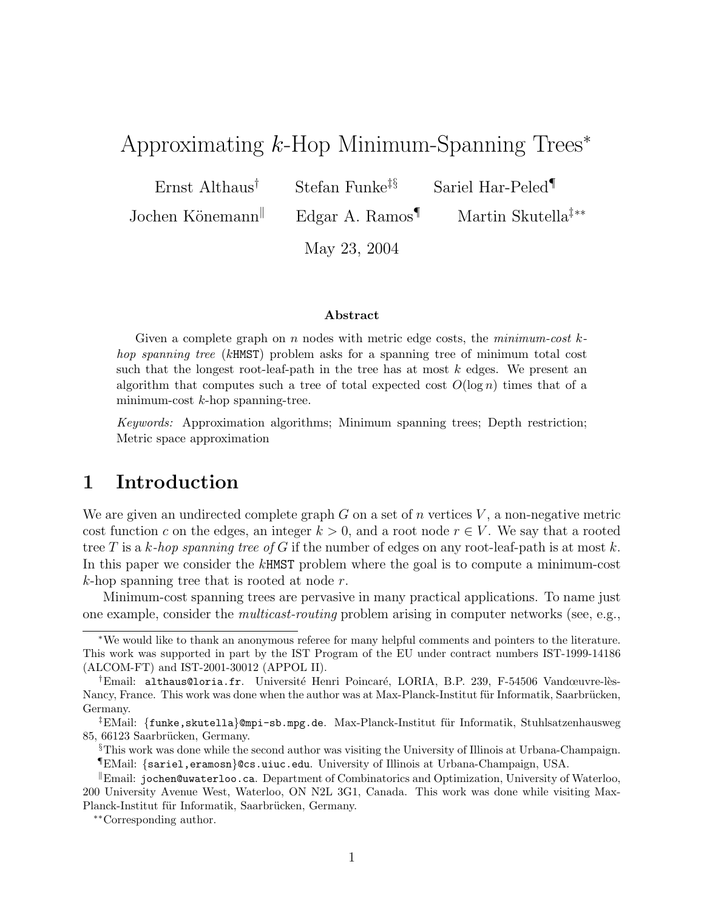# Approximating $k$-Hop Minimum-Spanning Trees[*]

Ernst Althaus[†] Stefan Funke[‡§] Sariel Har-Peled[¶]

Jochen Könemann[‖] Edgar A. Ramos[¶] Martin Skutella[‡**]

May 23, 2004

**Abstract**

Given a complete graph on $n$ nodes with metric edge costs, the *minimum-cost $k$-hop spanning tree* ($k$HMST) problem asks for a spanning tree of minimum total cost such that the longest root-leaf-path in the tree has at most $k$ edges. We present an algorithm that computes such a tree of total expected cost $O(\log n)$ times that of a minimum-cost $k$-hop spanning-tree.

*Keywords:* Approximation algorithms; Minimum spanning trees; Depth restriction; Metric space approximation

## 1 Introduction

We are given an undirected complete graph $G$ on a set of $n$ vertices $V$, a non-negative metric cost function $c$ on the edges, an integer $k > 0$, and a root node $r \in V$. We say that a rooted tree $T$ is a *$k$-hop spanning tree of $G$* if the number of edges on any root-leaf-path is at most $k$. In this paper we consider the $k$HMST problem where the goal is to compute a minimum-cost $k$-hop spanning tree that is rooted at node $r$.

Minimum-cost spanning trees are pervasive in many practical applications. To name just one example, consider the *multicast-routing* problem arising in computer networks (see, e.g.,

---

[*] We would like to thank an anonymous referee for many helpful comments and pointers to the literature. This work was supported in part by the IST Program of the EU under contract numbers IST-1999-14186 (ALCOM-FT) and IST-2001-30012 (APPOL II).

[†] Email: althaus@loria.fr. Université Henri Poincaré, LORIA, B.P. 239, F-54506 Vandœuvre-lès-Nancy, France. This work was done when the author was at Max-Planck-Institut für Informatik, Saarbrücken, Germany.

[‡] EMail: {funke,skutella}@mpi-sb.mpg.de. Max-Planck-Institut für Informatik, Stuhlsatzenhausweg 85, 66123 Saarbrücken, Germany.

[§] This work was done while the second author was visiting the University of Illinois at Urbana-Champaign.

[¶] EMail: {sariel,eramosn}@cs.uiuc.edu. University of Illinois at Urbana-Champaign, USA.

[‖] Email: jochen@uwaterloo.ca. Department of Combinatorics and Optimization, University of Waterloo, 200 University Avenue West, Waterloo, ON N2L 3G1, Canada. This work was done while visiting Max-Planck-Institut für Informatik, Saarbrücken, Germany.

[**] Corresponding author.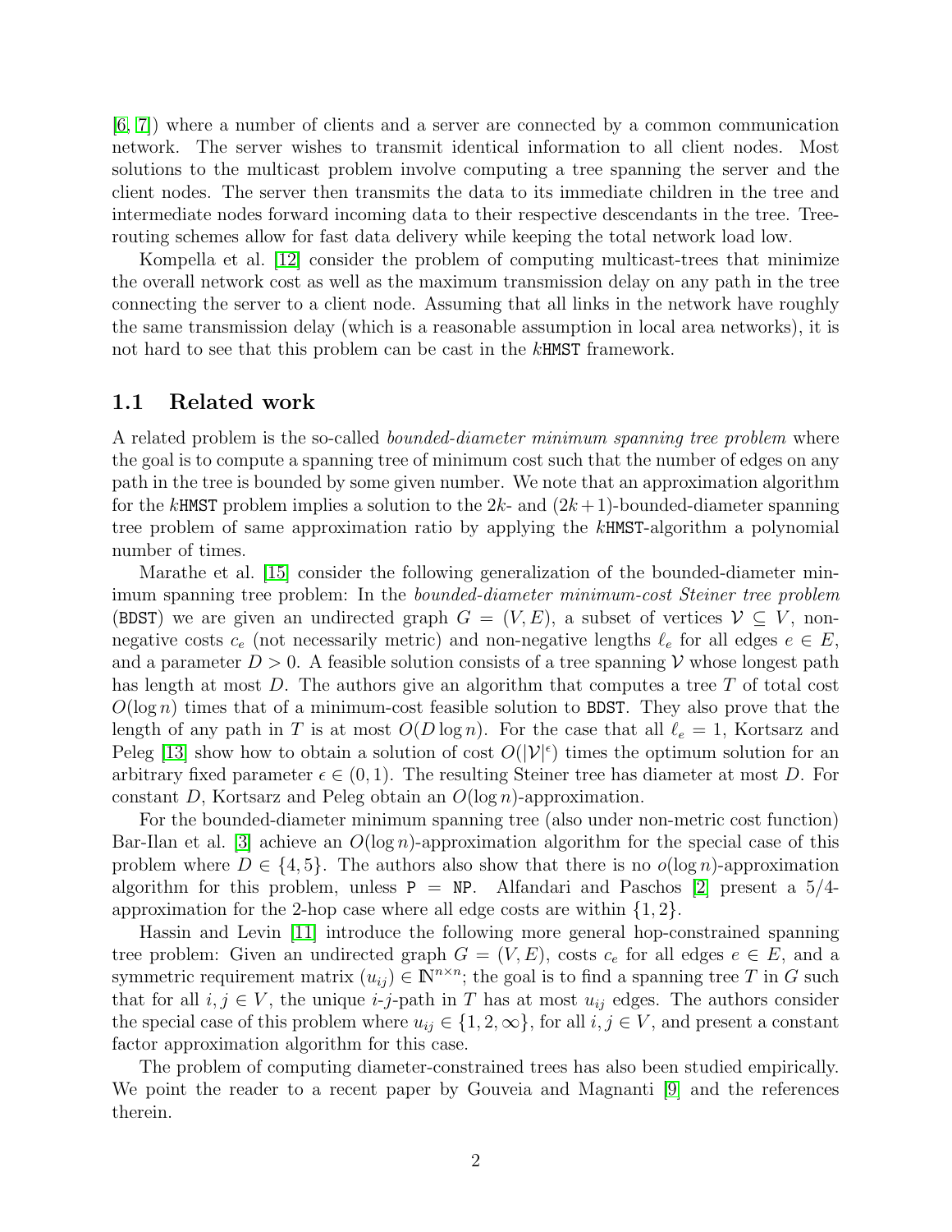[6, 7]) where a number of clients and a server are connected by a common communication network. The server wishes to transmit identical information to all client nodes. Most solutions to the multicast problem involve computing a tree spanning the server and the client nodes. The server then transmits the data to its immediate children in the tree and intermediate nodes forward incoming data to their respective descendants in the tree. Tree-routing schemes allow for fast data delivery while keeping the total network load low.

Kompella et al. [12] consider the problem of computing multicast-trees that minimize the overall network cost as well as the maximum transmission delay on any path in the tree connecting the server to a client node. Assuming that all links in the network have roughly the same transmission delay (which is a reasonable assumption in local area networks), it is not hard to see that this problem can be cast in the $k$HMST framework.

## 1.1 Related work

A related problem is the so-called *bounded-diameter minimum spanning tree problem* where the goal is to compute a spanning tree of minimum cost such that the number of edges on any path in the tree is bounded by some given number. We note that an approximation algorithm for the $k$HMST problem implies a solution to the $2k$- and $(2k+1)$-bounded-diameter spanning tree problem of same approximation ratio by applying the $k$HMST-algorithm a polynomial number of times.

Marathe et al. [15] consider the following generalization of the bounded-diameter minimum spanning tree problem: In the *bounded-diameter minimum-cost Steiner tree problem* (BDST) we are given an undirected graph $G = (V, E)$, a subset of vertices $\mathcal{V} \subseteq V$, non-negative costs $c_e$ (not necessarily metric) and non-negative lengths $\ell_e$ for all edges $e \in E$, and a parameter $D > 0$. A feasible solution consists of a tree spanning $\mathcal{V}$ whose longest path has length at most $D$. The authors give an algorithm that computes a tree $T$ of total cost $O(\log n)$ times that of a minimum-cost feasible solution to BDST. They also prove that the length of any path in $T$ is at most $O(D \log n)$. For the case that all $\ell_e = 1$, Kortsarz and Peleg [13] show how to obtain a solution of cost $O(|\mathcal{V}|^\epsilon)$ times the optimum solution for an arbitrary fixed parameter $\epsilon \in (0, 1)$. The resulting Steiner tree has diameter at most $D$. For constant $D$, Kortsarz and Peleg obtain an $O(\log n)$-approximation.

For the bounded-diameter minimum spanning tree (also under non-metric cost function) Bar-Ilan et al. [3] achieve an $O(\log n)$-approximation algorithm for the special case of this problem where $D \in \{4, 5\}$. The authors also show that there is no $o(\log n)$-approximation algorithm for this problem, unless P = NP. Alfandari and Paschos [2] present a $5/4$-approximation for the 2-hop case where all edge costs are within $\{1, 2\}$.

Hassin and Levin [11] introduce the following more general hop-constrained spanning tree problem: Given an undirected graph $G = (V, E)$, costs $c_e$ for all edges $e \in E$, and a symmetric requirement matrix $(u_{ij}) \in \mathbb{N}^{n \times n}$; the goal is to find a spanning tree $T$ in $G$ such that for all $i, j \in V$, the unique $i$-$j$-path in $T$ has at most $u_{ij}$ edges. The authors consider the special case of this problem where $u_{ij} \in \{1, 2, \infty\}$, for all $i, j \in V$, and present a constant factor approximation algorithm for this case.

The problem of computing diameter-constrained trees has also been studied empirically. We point the reader to a recent paper by Gouveia and Magnanti [9] and the references therein.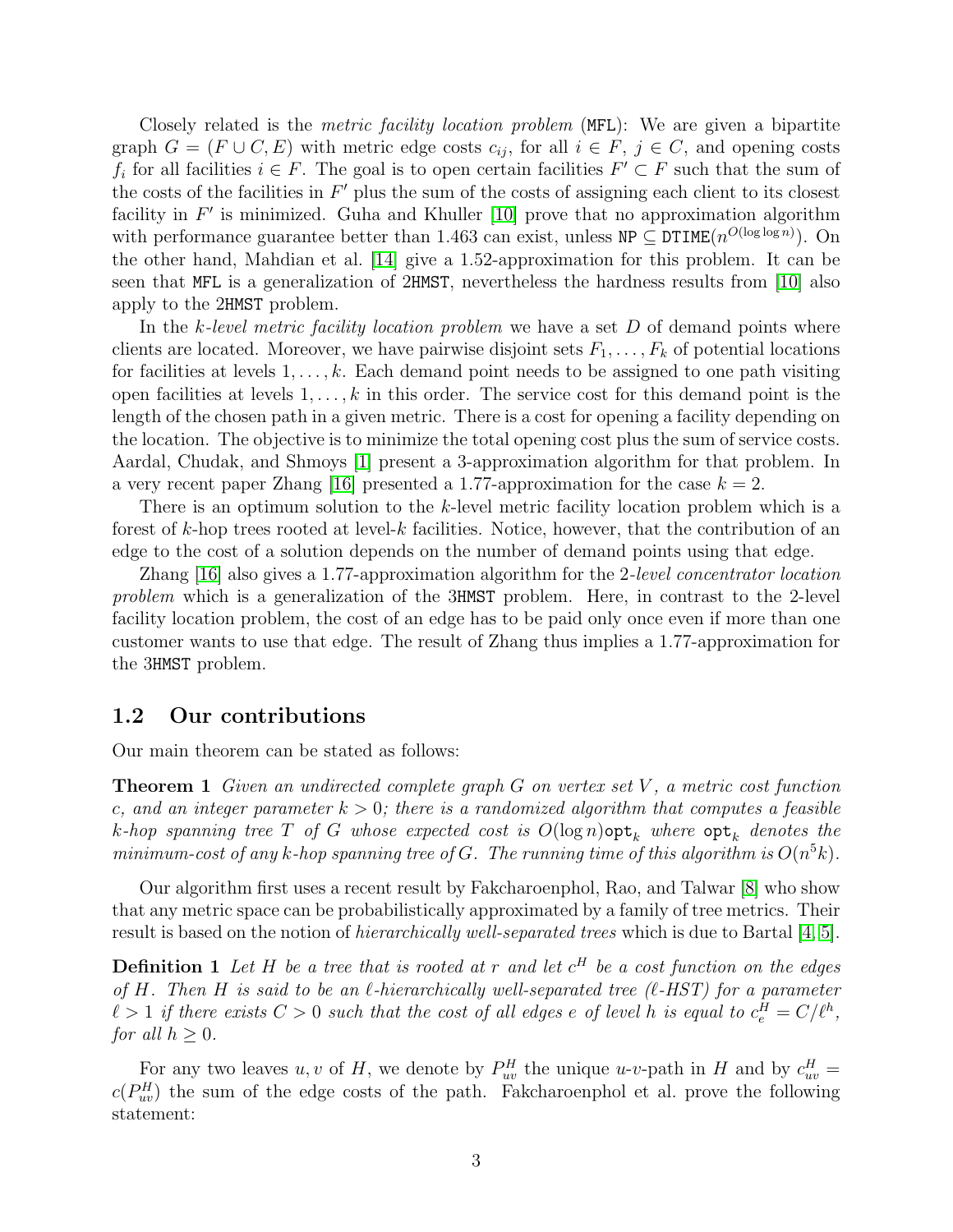Closely related is the *metric facility location problem* (MFL): We are given a bipartite graph $G = (F \cup C, E)$ with metric edge costs $c_{ij}$, for all $i \in F$, $j \in C$, and opening costs $f_i$ for all facilities $i \in F$. The goal is to open certain facilities $F' \subset F$ such that the sum of the costs of the facilities in $F'$ plus the sum of the costs of assigning each client to its closest facility in $F'$ is minimized. Guha and Khuller [10] prove that no approximation algorithm with performance guarantee better than 1.463 can exist, unless $\mathtt{NP} \subseteq \mathtt{DTIME}(n^{O(\log \log n)})$. On the other hand, Mahdian et al. [14] give a 1.52-approximation for this problem. It can be seen that MFL is a generalization of 2HMST, nevertheless the hardness results from [10] also apply to the 2HMST problem.

In the *k-level metric facility location problem* we have a set $D$ of demand points where clients are located. Moreover, we have pairwise disjoint sets $F_1, \ldots, F_k$ of potential locations for facilities at levels $1, \ldots, k$. Each demand point needs to be assigned to one path visiting open facilities at levels $1, \ldots, k$ in this order. The service cost for this demand point is the length of the chosen path in a given metric. There is a cost for opening a facility depending on the location. The objective is to minimize the total opening cost plus the sum of service costs. Aardal, Chudak, and Shmoys [1] present a 3-approximation algorithm for that problem. In a very recent paper Zhang [16] presented a 1.77-approximation for the case $k = 2$.

There is an optimum solution to the $k$-level metric facility location problem which is a forest of $k$-hop trees rooted at level-$k$ facilities. Notice, however, that the contribution of an edge to the cost of a solution depends on the number of demand points using that edge.

Zhang [16] also gives a 1.77-approximation algorithm for the 2-*level concentrator location problem* which is a generalization of the 3HMST problem. Here, in contrast to the 2-level facility location problem, the cost of an edge has to be paid only once even if more than one customer wants to use that edge. The result of Zhang thus implies a 1.77-approximation for the 3HMST problem.

## 1.2 Our contributions

Our main theorem can be stated as follows:

**Theorem 1** *Given an undirected complete graph $G$ on vertex set $V$, a metric cost function $c$, and an integer parameter $k > 0$; there is a randomized algorithm that computes a feasible $k$-hop spanning tree $T$ of $G$ whose expected cost is $O(\log n)\mathtt{opt}_k$ where $\mathtt{opt}_k$ denotes the minimum-cost of any $k$-hop spanning tree of $G$. The running time of this algorithm is $O(n^5 k)$.*

Our algorithm first uses a recent result by Fakcharoenphol, Rao, and Talwar [8] who show that any metric space can be probabilistically approximated by a family of tree metrics. Their result is based on the notion of *hierarchically well-separated trees* which is due to Bartal [4, 5].

**Definition 1** *Let $H$ be a tree that is rooted at $r$ and let $c^H$ be a cost function on the edges of $H$. Then $H$ is said to be an $\ell$-hierarchically well-separated tree ($\ell$-HST) for a parameter $\ell > 1$ if there exists $C > 0$ such that the cost of all edges $e$ of level $h$ is equal to $c^H_e = C/\ell^h$, for all $h \geq 0$.*

For any two leaves $u, v$ of $H$, we denote by $P^H_{uv}$ the unique $u$-$v$-path in $H$ and by $c^H_{uv} = c(P^H_{uv})$ the sum of the edge costs of the path. Fakcharoenphol et al. prove the following statement: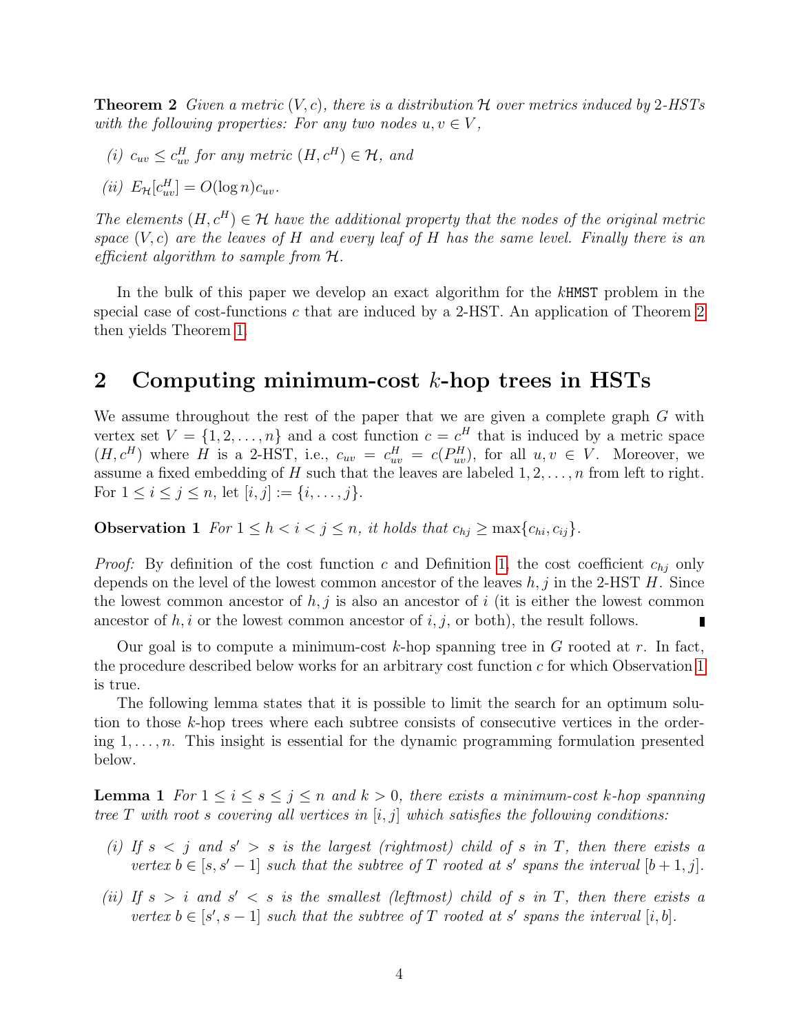**Theorem 2** *Given a metric $(V, c)$, there is a distribution $\mathcal{H}$ over metrics induced by 2-HSTs with the following properties: For any two nodes $u, v \in V$,*

*(i) $c_{uv} \leq c^H_{uv}$ for any metric $(H, c^H) \in \mathcal{H}$, and*

*(ii) $E_{\mathcal{H}}[c^H_{uv}] = O(\log n) c_{uv}$.*

*The elements $(H, c^H) \in \mathcal{H}$ have the additional property that the nodes of the original metric space $(V, c)$ are the leaves of $H$ and every leaf of $H$ has the same level. Finally there is an efficient algorithm to sample from $\mathcal{H}$.*

In the bulk of this paper we develop an exact algorithm for the $k$HMST problem in the special case of cost-functions $c$ that are induced by a 2-HST. An application of Theorem 2 then yields Theorem 1.

## 2 Computing minimum-cost $k$-hop trees in HSTs

We assume throughout the rest of the paper that we are given a complete graph $G$ with vertex set $V = \{1, 2, \ldots, n\}$ and a cost function $c = c^H$ that is induced by a metric space $(H, c^H)$ where $H$ is a 2-HST, i.e., $c_{uv} = c^H_{uv} = c(P^H_{uv})$, for all $u, v \in V$. Moreover, we assume a fixed embedding of $H$ such that the leaves are labeled $1, 2, \ldots, n$ from left to right. For $1 \leq i \leq j \leq n$, let $[i, j] := \{i, \ldots, j\}$.

**Observation 1** *For $1 \leq h < i < j \leq n$, it holds that $c_{hj} \geq \max\{c_{hi}, c_{ij}\}$.*

*Proof:* By definition of the cost function $c$ and Definition 1, the cost coefficient $c_{hj}$ only depends on the level of the lowest common ancestor of the leaves $h, j$ in the 2-HST $H$. Since the lowest common ancestor of $h, j$ is also an ancestor of $i$ (it is either the lowest common ancestor of $h, i$ or the lowest common ancestor of $i, j$, or both), the result follows. ∎

Our goal is to compute a minimum-cost $k$-hop spanning tree in $G$ rooted at $r$. In fact, the procedure described below works for an arbitrary cost function $c$ for which Observation 1 is true.

The following lemma states that it is possible to limit the search for an optimum solution to those $k$-hop trees where each subtree consists of consecutive vertices in the ordering $1, \ldots, n$. This insight is essential for the dynamic programming formulation presented below.

**Lemma 1** *For $1 \leq i \leq s \leq j \leq n$ and $k > 0$, there exists a minimum-cost $k$-hop spanning tree $T$ with root $s$ covering all vertices in $[i, j]$ which satisfies the following conditions:*

*(i) If $s < j$ and $s' > s$ is the largest (rightmost) child of $s$ in $T$, then there exists a vertex $b \in [s, s' - 1]$ such that the subtree of $T$ rooted at $s'$ spans the interval $[b + 1, j]$.*

*(ii) If $s > i$ and $s' < s$ is the smallest (leftmost) child of $s$ in $T$, then there exists a vertex $b \in [s', s - 1]$ such that the subtree of $T$ rooted at $s'$ spans the interval $[i, b]$.*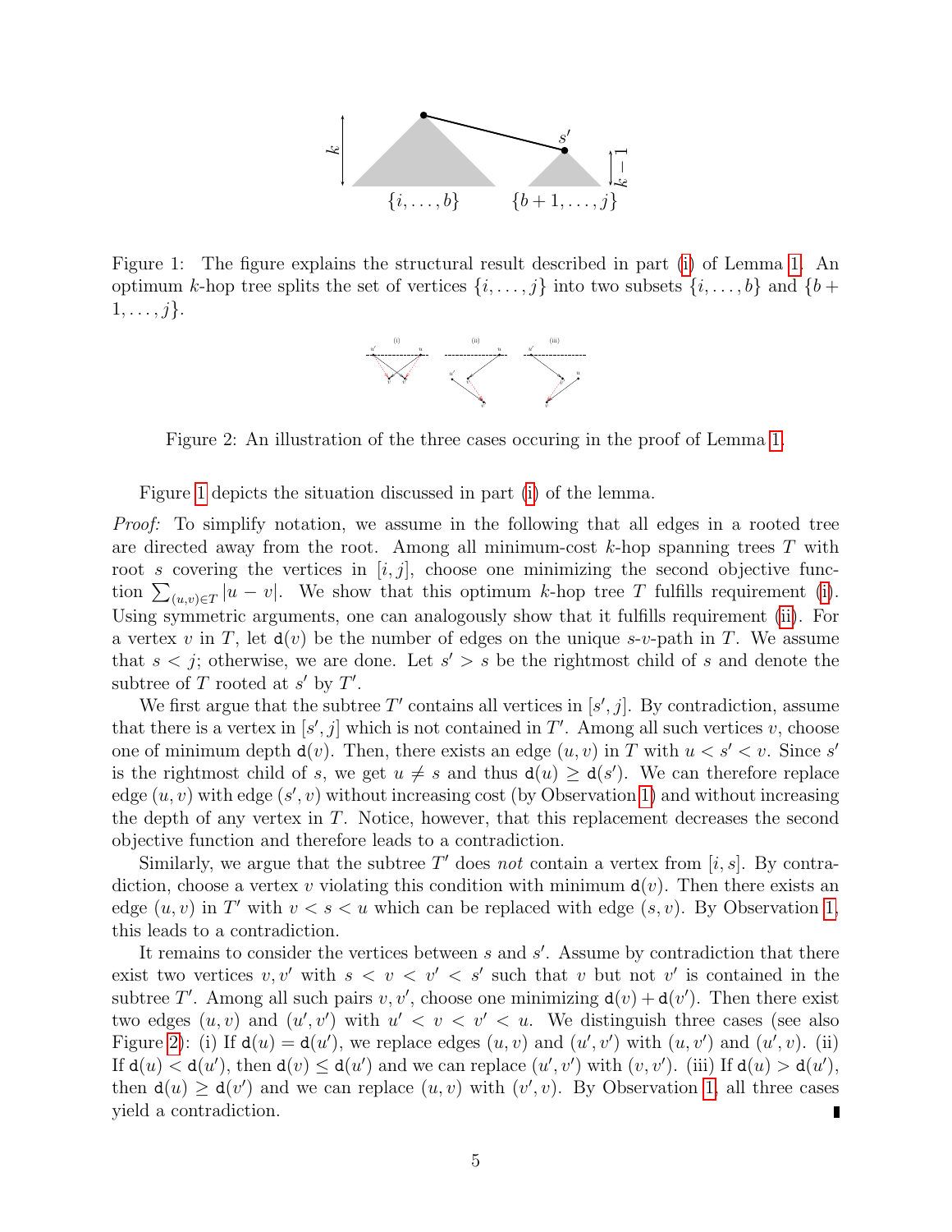Figure 1: The figure explains the structural result described in part (i) of Lemma 1. An optimum $k$-hop tree splits the set of vertices $\{i, \ldots, j\}$ into two subsets $\{i, \ldots, b\}$ and $\{b+1, \ldots, j\}$.

Figure 2: An illustration of the three cases occuring in the proof of Lemma 1.

Figure 1 depicts the situation discussed in part (i) of the lemma.

*Proof:* To simplify notation, we assume in the following that all edges in a rooted tree are directed away from the root. Among all minimum-cost $k$-hop spanning trees $T$ with root $s$ covering the vertices in $[i, j]$, choose one minimizing the second objective function $\sum_{(u,v) \in T} |u - v|$. We show that this optimum $k$-hop tree $T$ fulfills requirement (i). Using symmetric arguments, one can analogously show that it fulfills requirement (ii). For a vertex $v$ in $T$, let $\mathtt{d}(v)$ be the number of edges on the unique $s$-$v$-path in $T$. We assume that $s < j$; otherwise, we are done. Let $s' > s$ be the rightmost child of $s$ and denote the subtree of $T$ rooted at $s'$ by $T'$.

We first argue that the subtree $T'$ contains all vertices in $[s', j]$. By contradiction, assume that there is a vertex in $[s', j]$ which is not contained in $T'$. Among all such vertices $v$, choose one of minimum depth $\mathtt{d}(v)$. Then, there exists an edge $(u, v)$ in $T$ with $u < s' < v$. Since $s'$ is the rightmost child of $s$, we get $u \neq s$ and thus $\mathtt{d}(u) \geq \mathtt{d}(s')$. We can therefore replace edge $(u, v)$ with edge $(s', v)$ without increasing cost (by Observation 1) and without increasing the depth of any vertex in $T$. Notice, however, that this replacement decreases the second objective function and therefore leads to a contradiction.

Similarly, we argue that the subtree $T'$ does *not* contain a vertex from $[i, s]$. By contradiction, choose a vertex $v$ violating this condition with minimum $\mathtt{d}(v)$. Then there exists an edge $(u, v)$ in $T'$ with $v < s < u$ which can be replaced with edge $(s, v)$. By Observation 1, this leads to a contradiction.

It remains to consider the vertices between $s$ and $s'$. Assume by contradiction that there exist two vertices $v, v'$ with $s < v < v' < s'$ such that $v$ but not $v'$ is contained in the subtree $T'$. Among all such pairs $v, v'$, choose one minimizing $\mathtt{d}(v) + \mathtt{d}(v')$. Then there exist two edges $(u, v)$ and $(u', v')$ with $u' < v < v' < u$. We distinguish three cases (see also Figure 2): (i) If $\mathtt{d}(u) = \mathtt{d}(u')$, we replace edges $(u, v)$ and $(u', v')$ with $(u, v')$ and $(u', v)$. (ii) If $\mathtt{d}(u) < \mathtt{d}(u')$, then $\mathtt{d}(v) \leq \mathtt{d}(u')$ and we can replace $(u', v')$ with $(v, v')$. (iii) If $\mathtt{d}(u) > \mathtt{d}(u')$, then $\mathtt{d}(u) \geq \mathtt{d}(v')$ and we can replace $(u, v)$ with $(v', v)$. By Observation 1, all three cases yield a contradiction. ∎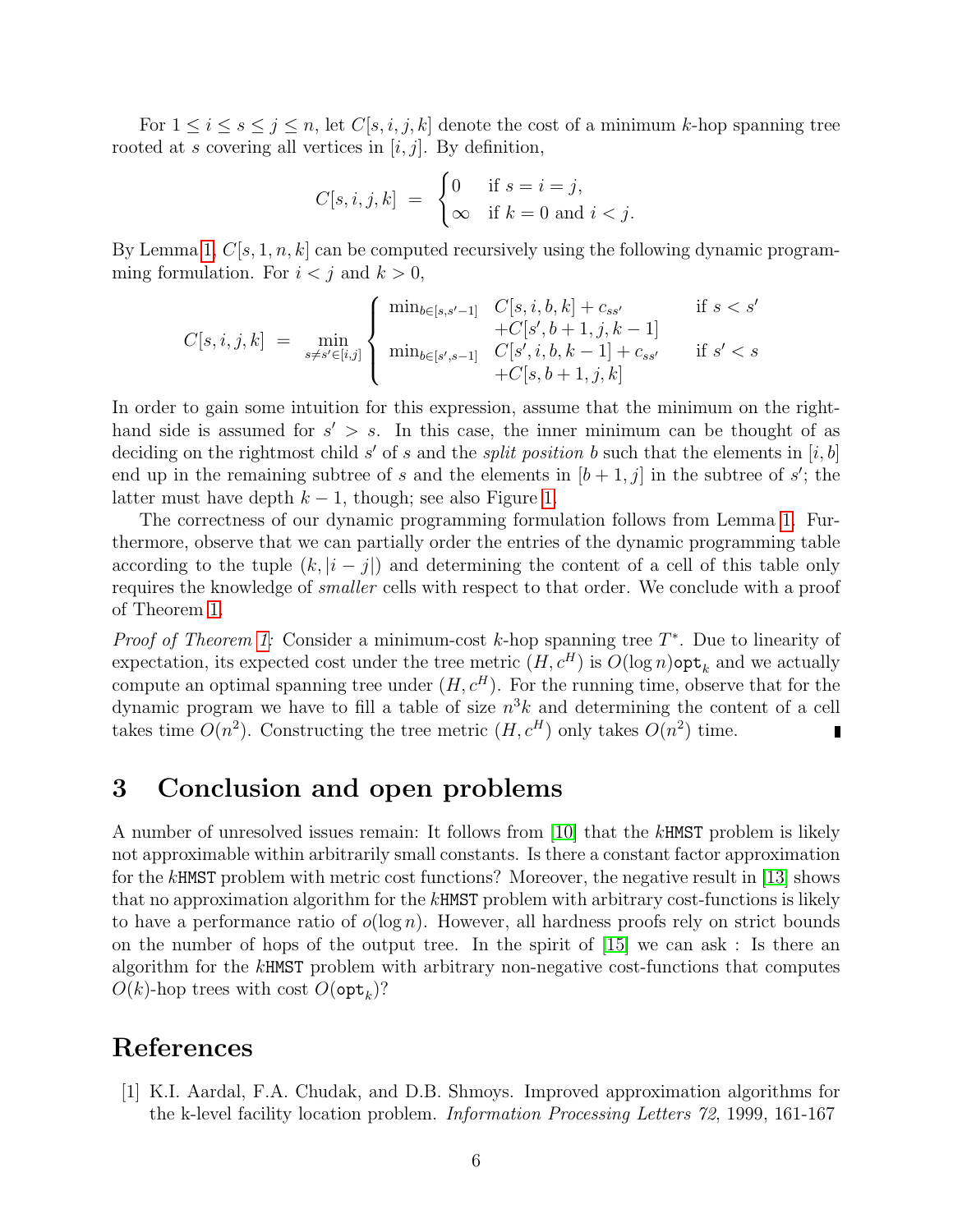For $1 \le i \le s \le j \le n$, let $C[s, i, j, k]$ denote the cost of a minimum $k$-hop spanning tree rooted at $s$ covering all vertices in $[i, j]$. By definition,

$$C[s, i, j, k] \;=\; \begin{cases} 0 & \text{if } s = i = j, \\ \infty & \text{if } k = 0 \text{ and } i < j. \end{cases}$$

By Lemma 1, $C[s, 1, n, k]$ can be computed recursively using the following dynamic programming formulation. For $i < j$ and $k > 0$,

$$C[s, i, j, k] \;=\; \min_{s \neq s' \in [i,j]} \begin{cases} \min_{b \in [s, s'-1]} & C[s, i, b, k] + c_{ss'} \\ & +C[s', b+1, j, k-1] \\ \min_{b \in [s', s-1]} & C[s', i, b, k-1] + c_{ss'} \\ & +C[s, b+1, j, k] \end{cases} \begin{matrix} \text{if } s < s' \\ \\ \text{if } s' < s \\ \\ \end{matrix}$$

In order to gain some intuition for this expression, assume that the minimum on the right-hand side is assumed for $s' > s$. In this case, the inner minimum can be thought of as deciding on the rightmost child $s'$ of $s$ and the *split position* $b$ such that the elements in $[i, b]$ end up in the remaining subtree of $s$ and the elements in $[b + 1, j]$ in the subtree of $s'$; the latter must have depth $k - 1$, though; see also Figure 1.

The correctness of our dynamic programming formulation follows from Lemma 1. Furthermore, observe that we can partially order the entries of the dynamic programming table according to the tuple $(k, |i - j|)$ and determining the content of a cell of this table only requires the knowledge of *smaller* cells with respect to that order. We conclude with a proof of Theorem 1.

*Proof of Theorem 1*: Consider a minimum-cost $k$-hop spanning tree $T^*$. Due to linearity of expectation, its expected cost under the tree metric $(H, c^H)$ is $O(\log n)\mathtt{opt}_k$ and we actually compute an optimal spanning tree under $(H, c^H)$. For the running time, observe that for the dynamic program we have to fill a table of size $n^3 k$ and determining the content of a cell takes time $O(n^2)$. Constructing the tree metric $(H, c^H)$ only takes $O(n^2)$ time. ∎

## 3 Conclusion and open problems

A number of unresolved issues remain: It follows from [10] that the $k$HMST problem is likely not approximable within arbitrarily small constants. Is there a constant factor approximation for the $k$HMST problem with metric cost functions? Moreover, the negative result in [13] shows that no approximation algorithm for the $k$HMST problem with arbitrary cost-functions is likely to have a performance ratio of $o(\log n)$. However, all hardness proofs rely on strict bounds on the number of hops of the output tree. In the spirit of [15] we can ask : Is there an algorithm for the $k$HMST problem with arbitrary non-negative cost-functions that computes $O(k)$-hop trees with cost $O(\mathtt{opt}_k)$?

## References

[1] K.I. Aardal, F.A. Chudak, and D.B. Shmoys. Improved approximation algorithms for the k-level facility location problem. *Information Processing Letters 72*, 1999, 161-167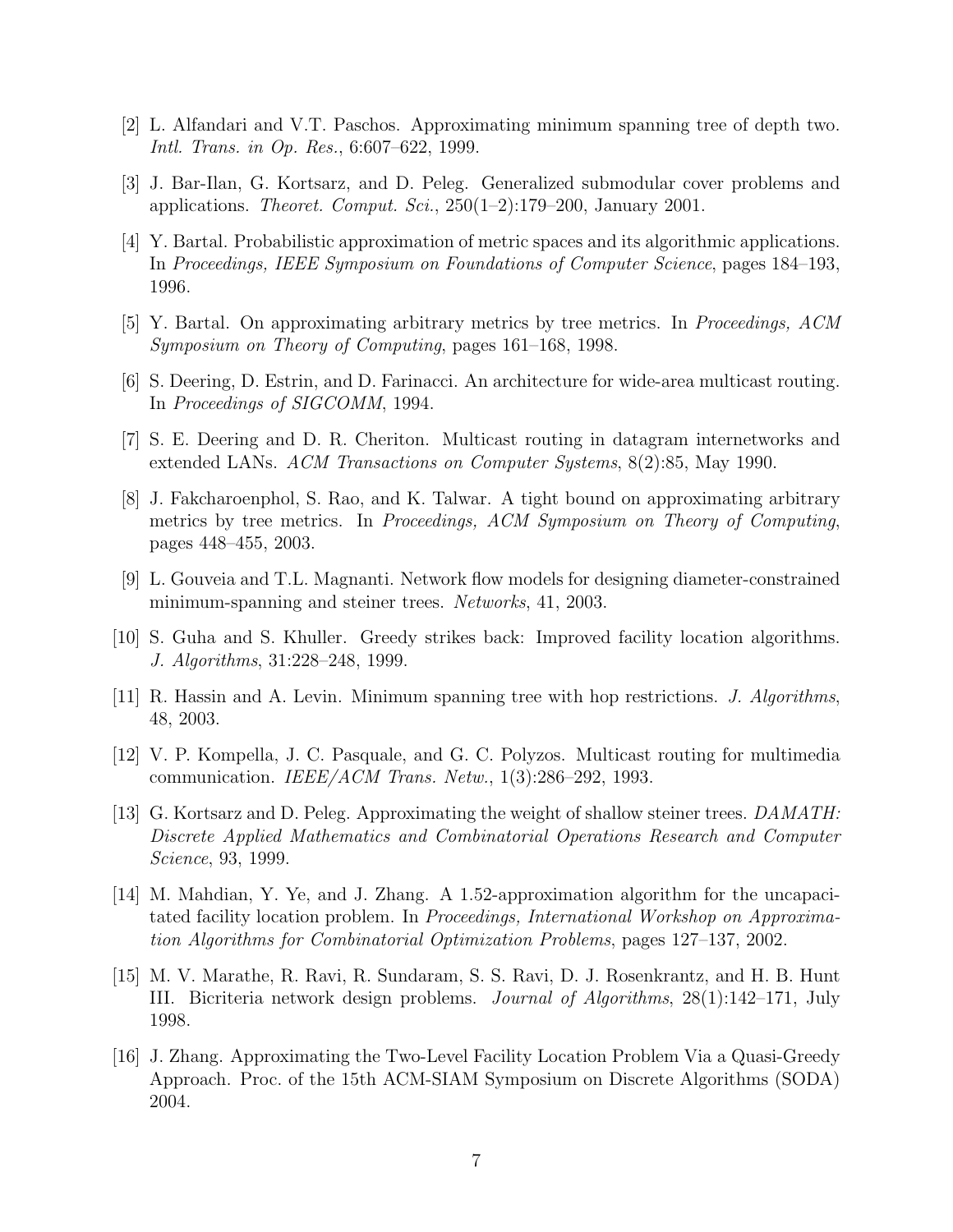[2] L. Alfandari and V.T. Paschos. Approximating minimum spanning tree of depth two. *Intl. Trans. in Op. Res.*, 6:607–622, 1999.

[3] J. Bar-Ilan, G. Kortsarz, and D. Peleg. Generalized submodular cover problems and applications. *Theoret. Comput. Sci.*, 250(1–2):179–200, January 2001.

[4] Y. Bartal. Probabilistic approximation of metric spaces and its algorithmic applications. In *Proceedings, IEEE Symposium on Foundations of Computer Science*, pages 184–193, 1996.

[5] Y. Bartal. On approximating arbitrary metrics by tree metrics. In *Proceedings, ACM Symposium on Theory of Computing*, pages 161–168, 1998.

[6] S. Deering, D. Estrin, and D. Farinacci. An architecture for wide-area multicast routing. In *Proceedings of SIGCOMM*, 1994.

[7] S. E. Deering and D. R. Cheriton. Multicast routing in datagram internetworks and extended LANs. *ACM Transactions on Computer Systems*, 8(2):85, May 1990.

[8] J. Fakcharoenphol, S. Rao, and K. Talwar. A tight bound on approximating arbitrary metrics by tree metrics. In *Proceedings, ACM Symposium on Theory of Computing*, pages 448–455, 2003.

[9] L. Gouveia and T.L. Magnanti. Network flow models for designing diameter-constrained minimum-spanning and steiner trees. *Networks*, 41, 2003.

[10] S. Guha and S. Khuller. Greedy strikes back: Improved facility location algorithms. *J. Algorithms*, 31:228–248, 1999.

[11] R. Hassin and A. Levin. Minimum spanning tree with hop restrictions. *J. Algorithms*, 48, 2003.

[12] V. P. Kompella, J. C. Pasquale, and G. C. Polyzos. Multicast routing for multimedia communication. *IEEE/ACM Trans. Netw.*, 1(3):286–292, 1993.

[13] G. Kortsarz and D. Peleg. Approximating the weight of shallow steiner trees. *DAMATH: Discrete Applied Mathematics and Combinatorial Operations Research and Computer Science*, 93, 1999.

[14] M. Mahdian, Y. Ye, and J. Zhang. A 1.52-approximation algorithm for the uncapacitated facility location problem. In *Proceedings, International Workshop on Approximation Algorithms for Combinatorial Optimization Problems*, pages 127–137, 2002.

[15] M. V. Marathe, R. Ravi, R. Sundaram, S. S. Ravi, D. J. Rosenkrantz, and H. B. Hunt III. Bicriteria network design problems. *Journal of Algorithms*, 28(1):142–171, July 1998.

[16] J. Zhang. Approximating the Two-Level Facility Location Problem Via a Quasi-Greedy Approach. Proc. of the 15th ACM-SIAM Symposium on Discrete Algorithms (SODA) 2004.